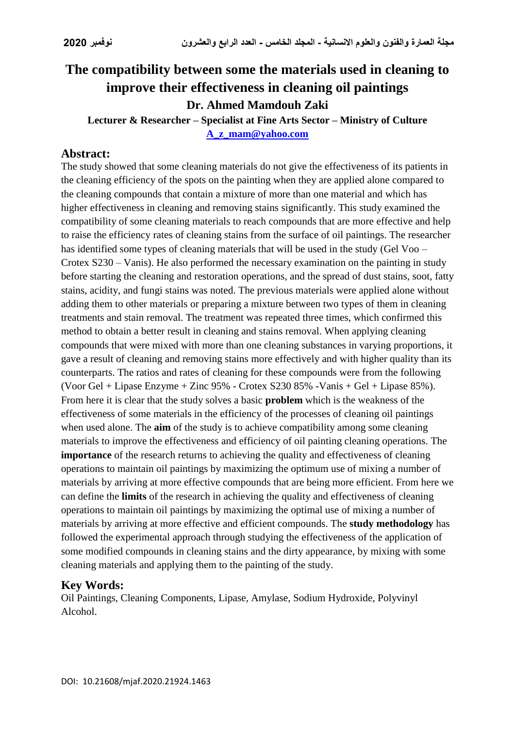# The compatibility between some the materials used in cleaning to improve their effectiveness in cleaning oil paintings

**Dr. Ahmed Mamdouh Zaki**

**Lecturer & Researcher – Specialist at Fine Arts Sector – Ministry of Culture**

**A_z_mam@yahoo.com**

## Abstract:

The study showed that some cleaning materials do not give the effectiveness of its patients in the cleaning efficiency of the spots on the painting when they are applied alone compared to the cleaning compounds that contain a mixture of more than one material and which has higher effectiveness in cleaning and removing stains significantly. This study examined the compatibility of some cleaning materials to reach compounds that are more effective and help to raise the efficiency rates of cleaning stains from the surface of oil paintings. The researcher has identified some types of cleaning materials that will be used in the study (Gel Voo – Crotex S230 – Vanis). He also performed the necessary examination on the painting in study before starting the cleaning and restoration operations, and the spread of dust stains, soot, fatty stains, acidity, and fungi stains was noted. The previous materials were applied alone without adding them to other materials or preparing a mixture between two types of them in cleaning treatments and stain removal. The treatment was repeated three times, which confirmed this method to obtain a better result in cleaning and stains removal. When applying cleaning compounds that were mixed with more than one cleaning substances in varying proportions, it gave a result of cleaning and removing stains more effectively and with higher quality than its counterparts. The ratios and rates of cleaning for these compounds were from the following (Voor Gel + Lipase Enzyme + Zinc 95% - Crotex S230 85% -Vanis + Gel + Lipase 85%). From here it is clear that the study solves a basic **problem** which is the weakness of the effectiveness of some materials in the efficiency of the processes of cleaning oil paintings when used alone. The **aim** of the study is to achieve compatibility among some cleaning materials to improve the effectiveness and efficiency of oil painting cleaning operations. The **importance** of the research returns to achieving the quality and effectiveness of cleaning operations to maintain oil paintings by maximizing the optimum use of mixing a number of materials by arriving at more effective compounds that are being more efficient. From here we can define the **limits** of the research in achieving the quality and effectiveness of cleaning operations to maintain oil paintings by maximizing the optimal use of mixing a number of materials by arriving at more effective and efficient compounds. The **study methodology** has followed the experimental approach through studying the effectiveness of the application of some modified compounds in cleaning stains and the dirty appearance, by mixing with some cleaning materials and applying them to the painting of the study.

## Key Words:

Oil Paintings, Cleaning Components, Lipase, Amylase, Sodium Hydroxide, Polyvinyl Alcohol.

DOI: 10.21608/mjaf.2020.21924.1463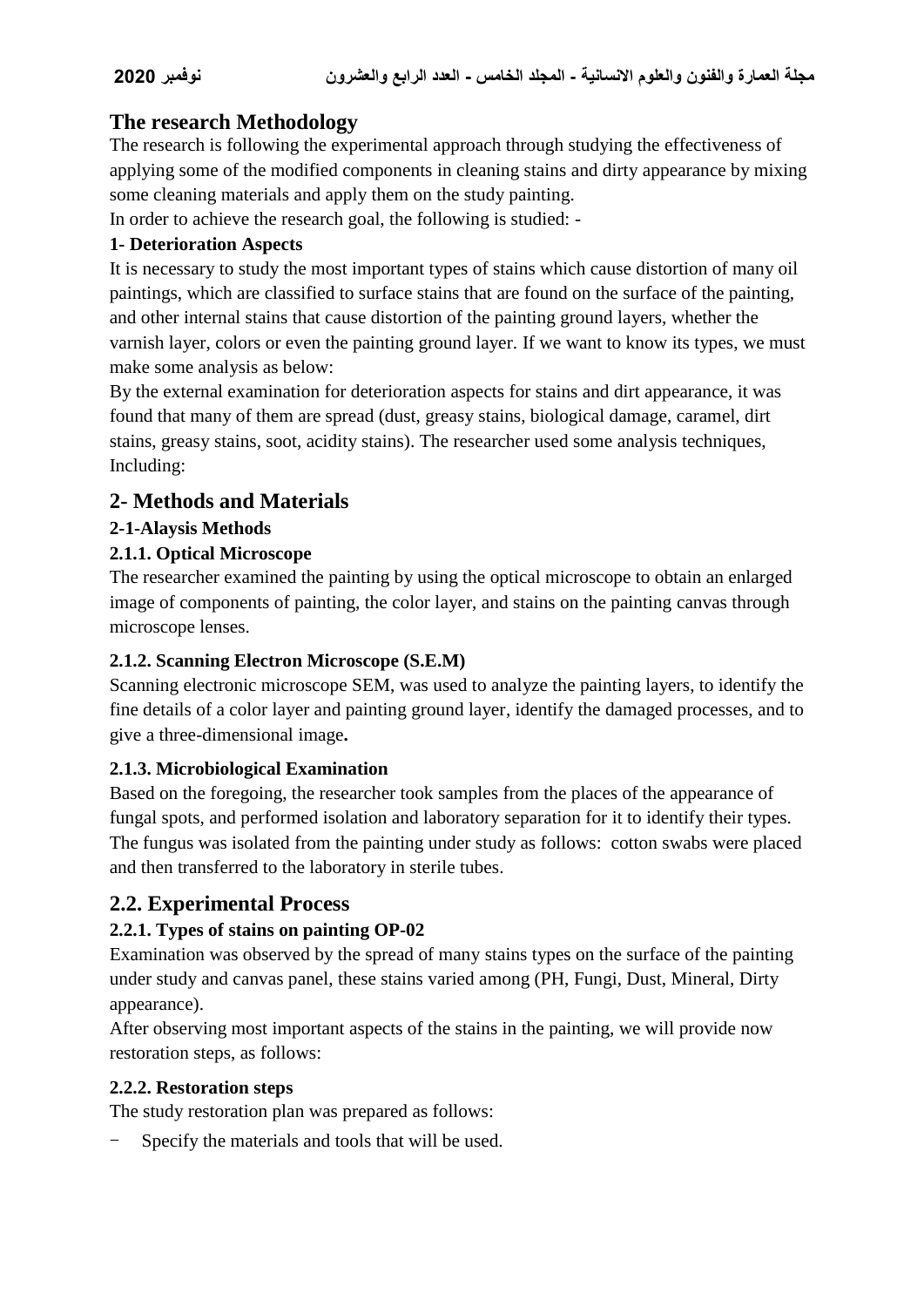## The research Methodology

The research is following the experimental approach through studying the effectiveness of applying some of the modified components in cleaning stains and dirty appearance by mixing some cleaning materials and apply them on the study painting.

In order to achieve the research goal, the following is studied: -

### 1- Deterioration Aspects

It is necessary to study the most important types of stains which cause distortion of many oil paintings, which are classified to surface stains that are found on the surface of the painting, and other internal stains that cause distortion of the painting ground layers, whether the varnish layer, colors or even the painting ground layer. If we want to know its types, we must make some analysis as below:

By the external examination for deterioration aspects for stains and dirt appearance, it was found that many of them are spread (dust, greasy stains, biological damage, caramel, dirt stains, greasy stains, soot, acidity stains). The researcher used some analysis techniques, Including:

## 2- Methods and Materials

### 2-1-Alaysis Methods

### 2.1.1. Optical Microscope

The researcher examined the painting by using the optical microscope to obtain an enlarged image of components of painting, the color layer, and stains on the painting canvas through microscope lenses.

### 2.1.2. Scanning Electron Microscope (S.E.M)

Scanning electronic microscope SEM, was used to analyze the painting layers, to identify the fine details of a color layer and painting ground layer, identify the damaged processes, and to give a three-dimensional image**.**

### 2.1.3. Microbiological Examination

Based on the foregoing, the researcher took samples from the places of the appearance of fungal spots, and performed isolation and laboratory separation for it to identify their types. The fungus was isolated from the painting under study as follows: cotton swabs were placed and then transferred to the laboratory in sterile tubes.

## 2.2. Experimental Process

### 2.2.1. Types of stains on painting OP-02

Examination was observed by the spread of many stains types on the surface of the painting under study and canvas panel, these stains varied among (PH, Fungi, Dust, Mineral, Dirty appearance).

After observing most important aspects of the stains in the painting, we will provide now restoration steps, as follows:

### 2.2.2. Restoration steps

The study restoration plan was prepared as follows:

- Specify the materials and tools that will be used.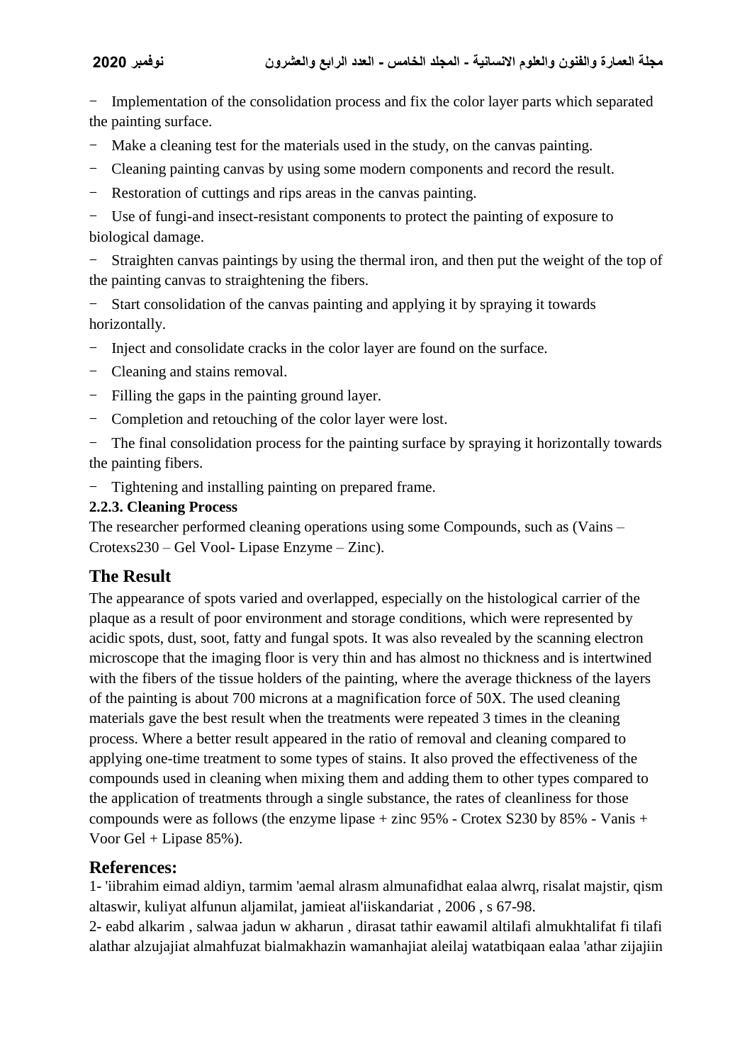- Implementation of the consolidation process and fix the color layer parts which separated the painting surface.
- Make a cleaning test for the materials used in the study, on the canvas painting.
- Cleaning painting canvas by using some modern components and record the result.
- Restoration of cuttings and rips areas in the canvas painting.
- Use of fungi-and insect-resistant components to protect the painting of exposure to biological damage.
- Straighten canvas paintings by using the thermal iron, and then put the weight of the top of the painting canvas to straightening the fibers.
- Start consolidation of the canvas painting and applying it by spraying it towards horizontally.
- Inject and consolidate cracks in the color layer are found on the surface.
- Cleaning and stains removal.
- Filling the gaps in the painting ground layer.
- Completion and retouching of the color layer were lost.
- The final consolidation process for the painting surface by spraying it horizontally towards the painting fibers.
- Tightening and installing painting on prepared frame.

**2.2.3. Cleaning Process**

The researcher performed cleaning operations using some Compounds, such as (Vains – Crotexs230 – Gel Vool- Lipase Enzyme – Zinc).

## The Result

The appearance of spots varied and overlapped, especially on the histological carrier of the plaque as a result of poor environment and storage conditions, which were represented by acidic spots, dust, soot, fatty and fungal spots. It was also revealed by the scanning electron microscope that the imaging floor is very thin and has almost no thickness and is intertwined with the fibers of the tissue holders of the painting, where the average thickness of the layers of the painting is about 700 microns at a magnification force of 50X. The used cleaning materials gave the best result when the treatments were repeated 3 times in the cleaning process. Where a better result appeared in the ratio of removal and cleaning compared to applying one-time treatment to some types of stains. It also proved the effectiveness of the compounds used in cleaning when mixing them and adding them to other types compared to the application of treatments through a single substance, the rates of cleanliness for those compounds were as follows (the enzyme lipase + zinc 95% - Crotex S230 by 85% - Vanis + Voor Gel + Lipase 85%).

## References:

1- 'iibrahim eimad aldiyn, tarmim 'aemal alrasm almunafidhat ealaa alwrq, risalat majstir, qism altaswir, kuliyat alfunun aljamilat, jamieat al'iiskandariat , 2006 , s 67-98.

2- eabd alkarim , salwaa jadun w akharun , dirasat tathir eawamil altilafi almukhtalifat fi tilafi alathar alzujajiat almahfuzat bialmakhazin wamanhajiat aleilaj watatbiqaan ealaa 'athar zijajiin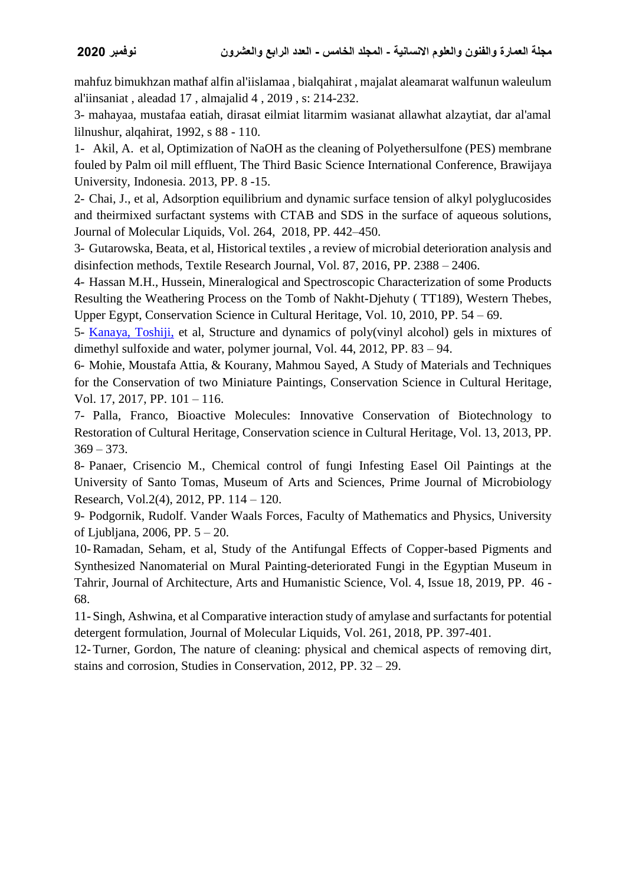mahfuz bimukhzan mathaf alfin al'iislamaa , bialqahirat , majalat aleamarat walfunun waleulum al'iinsaniat , aleadad 17 , almajalid 4 , 2019 , s: 214-232.

3- mahayaa, mustafaa eatiah, dirasat eilmiat litarmim wasianat allawhat alzaytiat, dar al'amal lilnushur, alqahirat, 1992, s 88 - 110.

1- Akil, A. et al, Optimization of NaOH as the cleaning of Polyethersulfone (PES) membrane fouled by Palm oil mill effluent, The Third Basic Science International Conference, Brawijaya University, Indonesia. 2013, PP. 8 -15.

2- Chai, J., et al, Adsorption equilibrium and dynamic surface tension of alkyl polyglucosides and theirmixed surfactant systems with CTAB and SDS in the surface of aqueous solutions, Journal of Molecular Liquids, Vol. 264, 2018, PP. 442–450.

3- Gutarowska, Beata, et al, Historical textiles , a review of microbial deterioration analysis and disinfection methods, Textile Research Journal, Vol. 87, 2016, PP. 2388 – 2406.

4- Hassan M.H., Hussein, Mineralogical and Spectroscopic Characterization of some Products Resulting the Weathering Process on the Tomb of Nakht-Djehuty ( TT189), Western Thebes, Upper Egypt, Conservation Science in Cultural Heritage, Vol. 10, 2010, PP. 54 – 69.

5- Kanaya, Toshiji, et al, Structure and dynamics of poly(vinyl alcohol) gels in mixtures of dimethyl sulfoxide and water, polymer journal, Vol. 44, 2012, PP. 83 – 94.

6- Mohie, Moustafa Attia, & Kourany, Mahmou Sayed, A Study of Materials and Techniques for the Conservation of two Miniature Paintings, Conservation Science in Cultural Heritage, Vol. 17, 2017, PP. 101 – 116.

7- Palla, Franco, Bioactive Molecules: Innovative Conservation of Biotechnology to Restoration of Cultural Heritage, Conservation science in Cultural Heritage, Vol. 13, 2013, PP. 369 – 373.

8- Panaer, Crisencio M., Chemical control of fungi Infesting Easel Oil Paintings at the University of Santo Tomas, Museum of Arts and Sciences, Prime Journal of Microbiology Research, Vol.2(4), 2012, PP. 114 – 120.

9- Podgornik, Rudolf. Vander Waals Forces, Faculty of Mathematics and Physics, University of Ljubljana, 2006, PP. 5 – 20.

10- Ramadan, Seham, et al, Study of the Antifungal Effects of Copper-based Pigments and Synthesized Nanomaterial on Mural Painting-deteriorated Fungi in the Egyptian Museum in Tahrir, Journal of Architecture, Arts and Humanistic Science, Vol. 4, Issue 18, 2019, PP. 46 - 68.

11- Singh, Ashwina, et al Comparative interaction study of amylase and surfactants for potential detergent formulation, Journal of Molecular Liquids, Vol. 261, 2018, PP. 397-401.

12- Turner, Gordon, The nature of cleaning: physical and chemical aspects of removing dirt, stains and corrosion, Studies in Conservation, 2012, PP. 32 – 29.